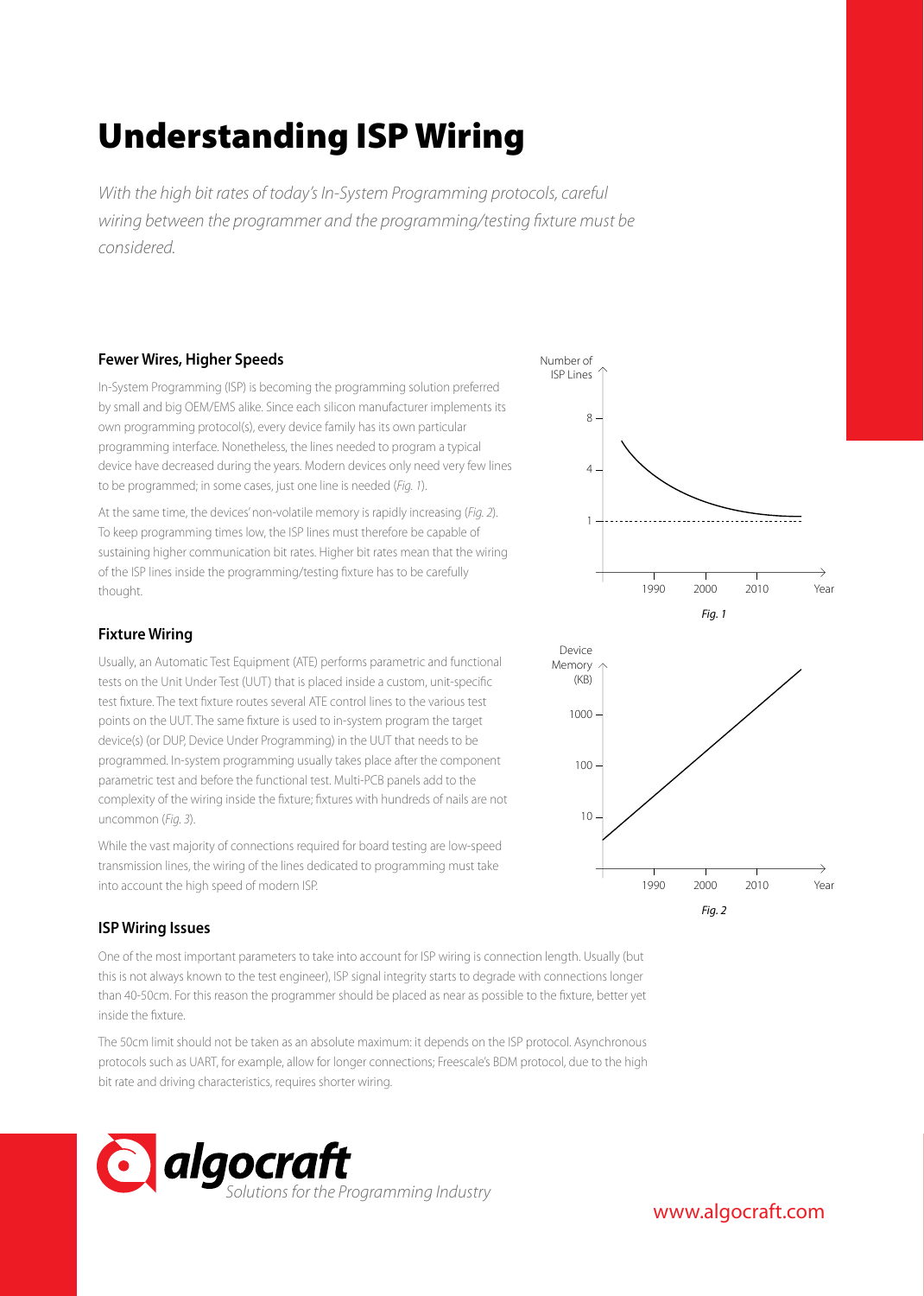# Understanding ISP Wiring

*With the high bit rates of today's In-System Programming protocols, careful wiring between the programmer and the programming/testing fixture must be considered.*

### Fewer Wires, Higher Speeds

In-System Programming (ISP) is becoming the programming solution preferred by small and big OEM/EMS alike. Since each silicon manufacturer implements its own programming protocol(s), every device family has its own particular programming interface. Nonetheless, the lines needed to program a typical device have decreased during the years. Modern devices only need very few lines to be programmed; in some cases, just one line is needed (*Fig. 1*).

At the same time, the devices' non-volatile memory is rapidly increasing (*Fig. 2*). To keep programming times low, the ISP lines must therefore be capable of sustaining higher communication bit rates. Higher bit rates mean that the wiring of the ISP lines inside the programming/testing fixture has to be carefully thought.

*Fig. 1*

*Fig. 2*

### Fixture Wiring

Usually, an Automatic Test Equipment (ATE) performs parametric and functional tests on the Unit Under Test (UUT) that is placed inside a custom, unit-specific test fixture. The text fixture routes several ATE control lines to the various test points on the UUT. The same fixture is used to in-system program the target device(s) (or DUP, Device Under Programming) in the UUT that needs to be programmed. In-system programming usually takes place after the component parametric test and before the functional test. Multi-PCB panels add to the complexity of the wiring inside the fixture; fixtures with hundreds of nails are not uncommon (*Fig. 3*).

While the vast majority of connections required for board testing are low-speed transmission lines, the wiring of the lines dedicated to programming must take into account the high speed of modern ISP.

### ISP Wiring Issues

One of the most important parameters to take into account for ISP wiring is connection length. Usually (but this is not always known to the test engineer), ISP signal integrity starts to degrade with connections longer than 40-50cm. For this reason the programmer should be placed as near as possible to the fixture, better yet inside the fixture.

The 50cm limit should not be taken as an absolute maximum: it depends on the ISP protocol. Asynchronous protocols such as UART, for example, allow for longer connections; Freescale's BDM protocol, due to the high bit rate and driving characteristics, requires shorter wiring.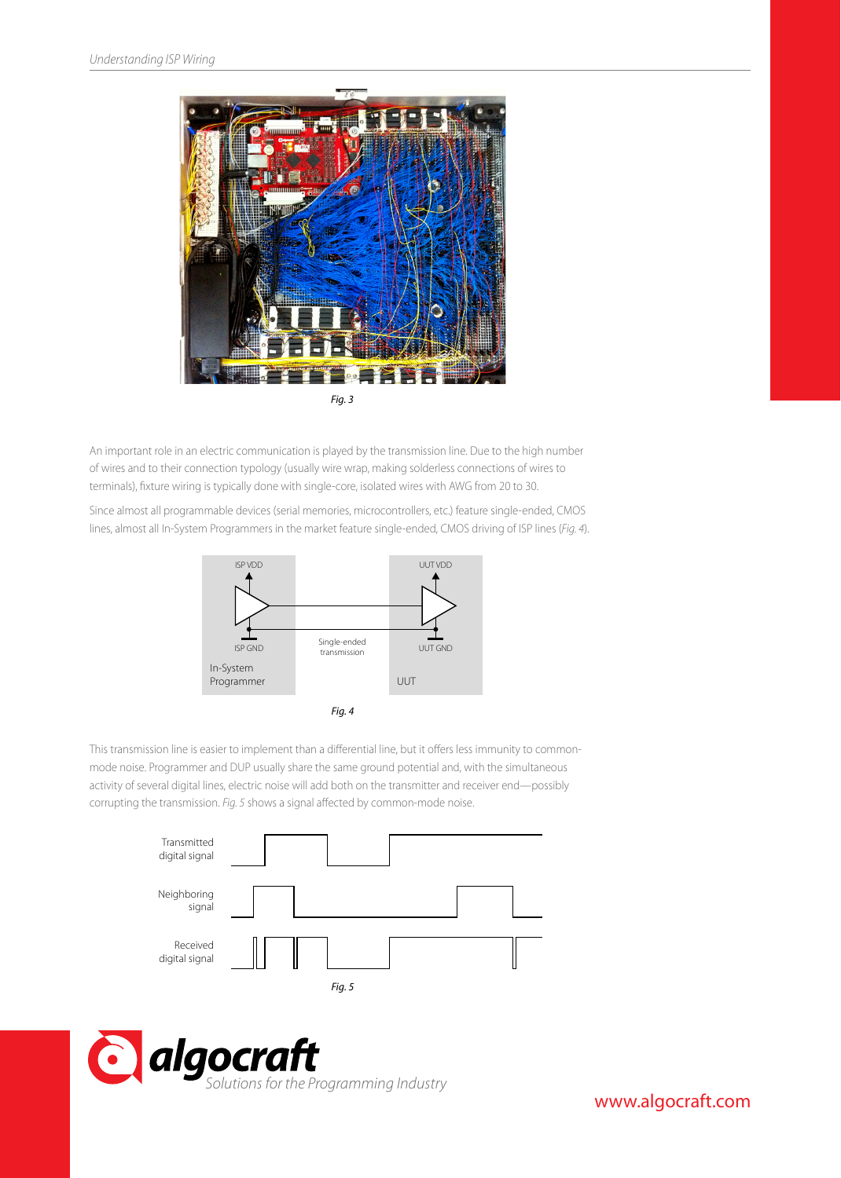Fig. 3

An important role in an electric communication is played by the transmission line. Due to the high number of wires and to their connection typology (usually wire wrap, making solderless connections of wires to terminals), fixture wiring is typically done with single-core, isolated wires with AWG from 20 to 30.

Since almost all programmable devices (serial memories, microcontrollers, etc.) feature single-ended, CMOS lines, almost all In-System Programmers in the market feature single-ended, CMOS driving of ISP lines (*Fig. 4*).

ISP VDD

UUT VDD

ISP GND

Single-ended transmission

UUT GND

In-System Programmer

UUT

Fig. 4

This transmission line is easier to implement than a differential line, but it offers less immunity to common-mode noise. Programmer and DUP usually share the same ground potential and, with the simultaneous activity of several digital lines, electric noise will add both on the transmitter and receiver end—possibly corrupting the transmission. *Fig. 5* shows a signal affected by common-mode noise.

Transmitted digital signal

Neighboring signal

Received digital signal

Fig. 5

algocraft
Solutions for the Programming Industry

www.algocraft.com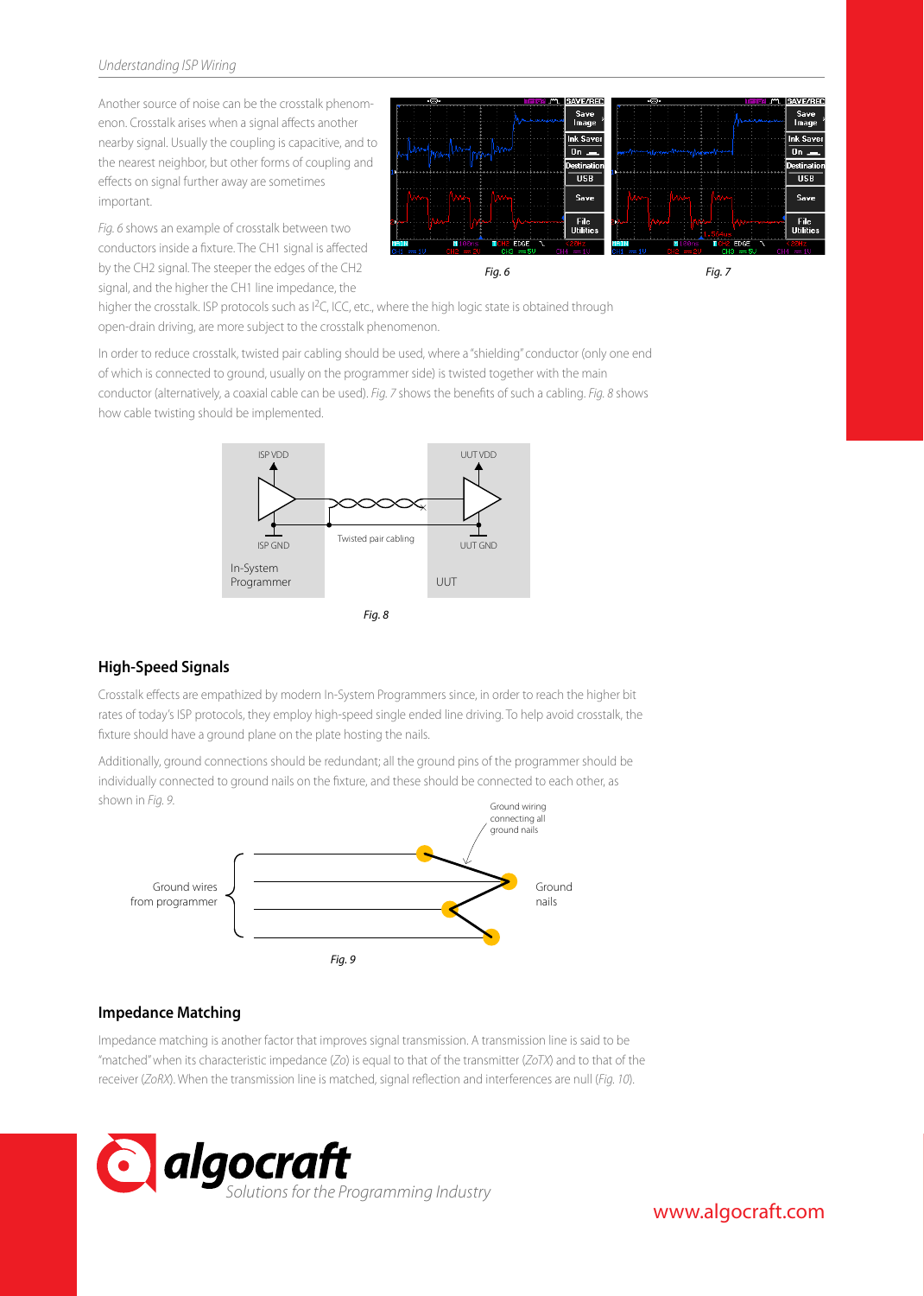Another source of noise can be the crosstalk phenomenon. Crosstalk arises when a signal affects another nearby signal. Usually the coupling is capacitive, and to the nearest neighbor, but other forms of coupling and effects on signal further away are sometimes important.

*Fig. 6* shows an example of crosstalk between two conductors inside a fixture. The CH1 signal is affected by the CH2 signal. The steeper the edges of the CH2 signal, and the higher the CH1 line impedance, the higher the crosstalk. ISP protocols such as $I^2C$, ICC, etc., where the high logic state is obtained through open-drain driving, are more subject to the crosstalk phenomenon.

*Fig. 6*

*Fig. 7*

In order to reduce crosstalk, twisted pair cabling should be used, where a "shielding" conductor (only one end of which is connected to ground, usually on the programmer side) is twisted together with the main conductor (alternatively, a coaxial cable can be used). *Fig. 7* shows the benefits of such a cabling. *Fig. 8* shows how cable twisting should be implemented.

*Fig. 8*

## High-Speed Signals

Crosstalk effects are empathized by modern In-System Programmers since, in order to reach the higher bit rates of today's ISP protocols, they employ high-speed single ended line driving. To help avoid crosstalk, the fixture should have a ground plane on the plate hosting the nails.

Additionally, ground connections should be redundant; all the ground pins of the programmer should be individually connected to ground nails on the fixture, and these should be connected to each other, as shown in *Fig. 9*.

*Fig. 9*

## Impedance Matching

Impedance matching is another factor that improves signal transmission. A transmission line is said to be "matched" when its characteristic impedance (*Zo*) is equal to that of the transmitter (*ZoTX*) and to that of the receiver (*ZoRX*). When the transmission line is matched, signal reflection and interferences are null (*Fig. 10*).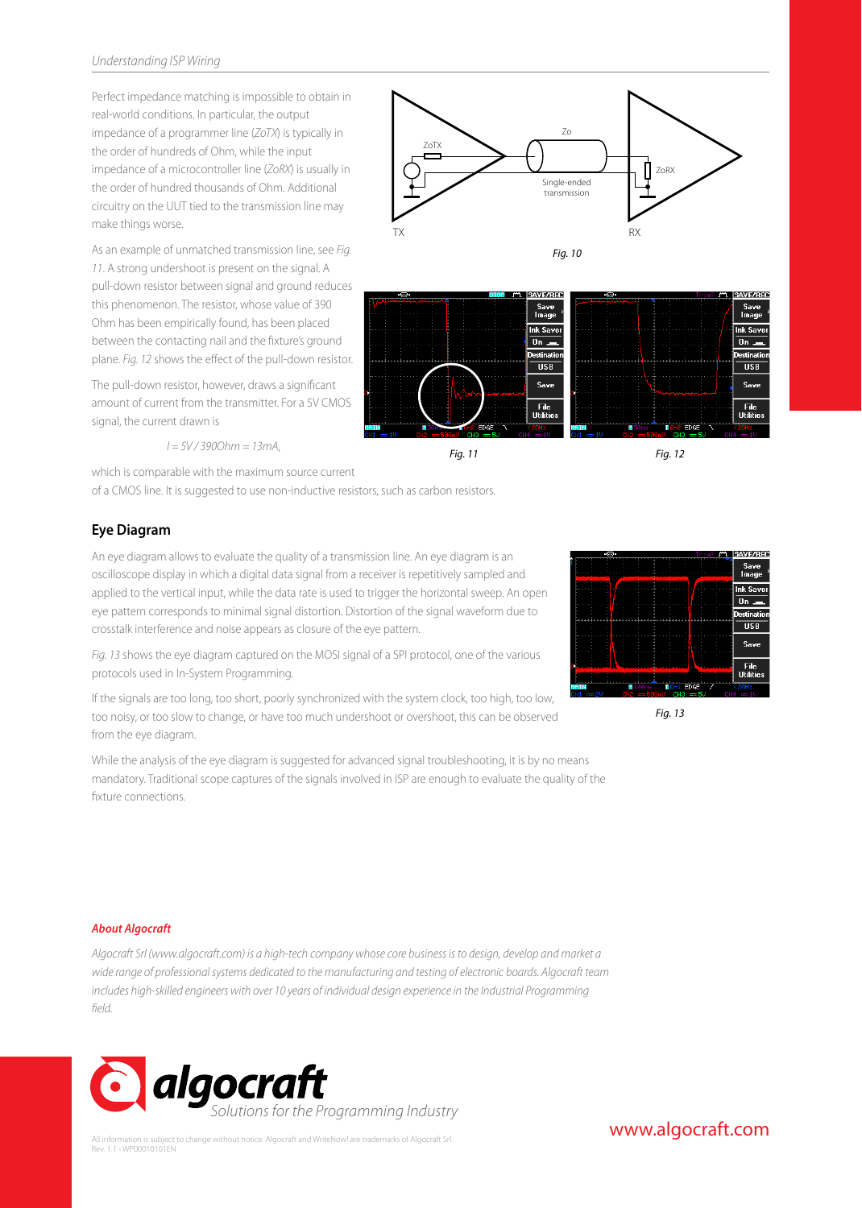Perfect impedance matching is impossible to obtain in real-world conditions. In particular, the output impedance of a programmer line (*ZoTX*) is typically in the order of hundreds of Ohm, while the input impedance of a microcontroller line (*ZoRX*) is usually in the order of hundred thousands of Ohm. Additional circuitry on the UUT tied to the transmission line may make things worse.

As an example of unmatched transmission line, see *Fig. 11*. A strong undershoot is present on the signal. A pull-down resistor between signal and ground reduces this phenomenon. The resistor, whose value of 390 Ohm has been empirically found, has been placed between the contacting nail and the fixture's ground plane. *Fig. 12* shows the effect of the pull-down resistor.

The pull-down resistor, however, draws a significant amount of current from the transmitter. For a 5V CMOS signal, the current drawn is

$$I = 5V / 390Ohm = 13mA,$$

which is comparable with the maximum source current of a CMOS line. It is suggested to use non-inductive resistors, such as carbon resistors.

ZoTX

Zo

ZoRX

Single-ended transmission

TX

RX

*Fig. 10*

*Fig. 11*

*Fig. 12*

## Eye Diagram

An eye diagram allows to evaluate the quality of a transmission line. An eye diagram is an oscilloscope display in which a digital data signal from a receiver is repetitively sampled and applied to the vertical input, while the data rate is used to trigger the horizontal sweep. An open eye pattern corresponds to minimal signal distortion. Distortion of the signal waveform due to crosstalk interference and noise appears as closure of the eye pattern.

*Fig. 13* shows the eye diagram captured on the MOSI signal of a SPI protocol, one of the various protocols used in In-System Programming.

If the signals are too long, too short, poorly synchronized with the system clock, too high, too low, too noisy, or too slow to change, or have too much undershoot or overshoot, this can be observed from the eye diagram.

*Fig. 13*

While the analysis of the eye diagram is suggested for advanced signal troubleshooting, it is by no means mandatory. Traditional scope captures of the signals involved in ISP are enough to evaluate the quality of the fixture connections.

***About Algocraft***

*Algocraft Srl (www.algocraft.com) is a high-tech company whose core business is to design, develop and market a wide range of professional systems dedicated to the manufacturing and testing of electronic boards. Algocraft team includes high-skilled engineers with over 10 years of individual design experience in the Industrial Programming field.*

algocraft
*Solutions for the Programming Industry*

All information is subject to change without notice. Algocraft and WriteNow! are trademarks of Algocraft Srl.
Rev. 1.1 - WP00010101EN

www.algocraft.com